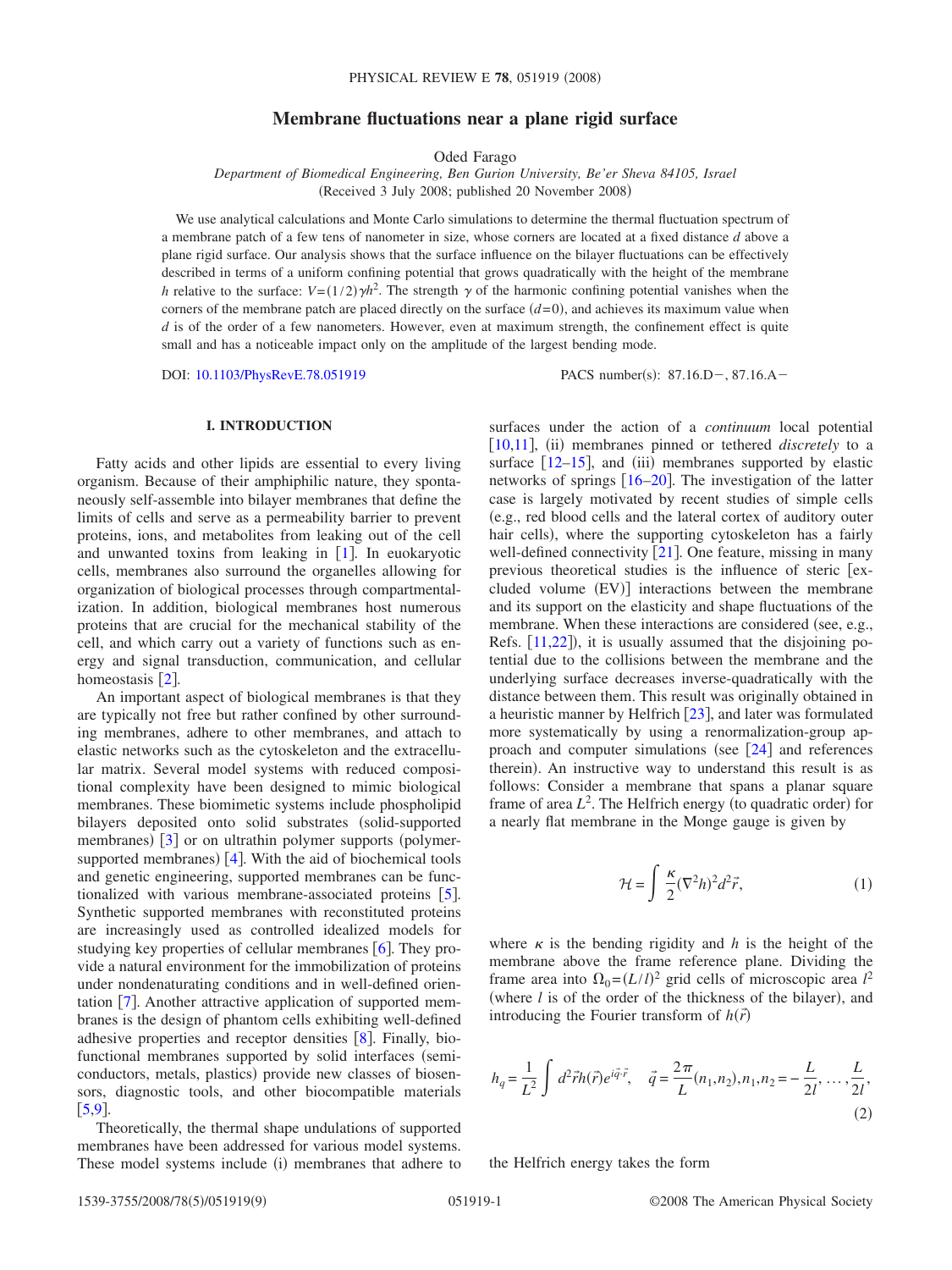# Membrane fluctuations near a plane rigid surface

Oded Farago

*Department of Biomedical Engineering, Ben Gurion University, Be'er Sheva 84105, Israel*

(Received 3 July 2008; published 20 November 2008)

We use analytical calculations and Monte Carlo simulations to determine the thermal fluctuation spectrum of a membrane patch of a few tens of nanometer in size, whose corners are located at a fixed distance $d$ above a plane rigid surface. Our analysis shows that the surface influence on the bilayer fluctuations can be effectively described in terms of a uniform confining potential that grows quadratically with the height of the membrane $h$ relative to the surface: $V=(1/2)\gamma h^2$. The strength $\gamma$ of the harmonic confining potential vanishes when the corners of the membrane patch are placed directly on the surface $(d=0)$, and achieves its maximum value when $d$ is of the order of a few nanometers. However, even at maximum strength, the confinement effect is quite small and has a noticeable impact only on the amplitude of the largest bending mode.

DOI: 10.1103/PhysRevE.78.051919 PACS number(s): 87.16.D−, 87.16.A−

## I. INTRODUCTION

Fatty acids and other lipids are essential to every living organism. Because of their amphiphilic nature, they spontaneously self-assemble into bilayer membranes that define the limits of cells and serve as a permeability barrier to prevent proteins, ions, and metabolites from leaking out of the cell and unwanted toxins from leaking in [1]. In euokaryotic cells, membranes also surround the organelles allowing for organization of biological processes through compartmentalization. In addition, biological membranes host numerous proteins that are crucial for the mechanical stability of the cell, and which carry out a variety of functions such as energy and signal transduction, communication, and cellular homeostasis [2].

An important aspect of biological membranes is that they are typically not free but rather confined by other surrounding membranes, adhere to other membranes, and attach to elastic networks such as the cytoskeleton and the extracellular matrix. Several model systems with reduced compositional complexity have been designed to mimic biological membranes. These biomimetic systems include phospholipid bilayers deposited onto solid substrates (solid-supported membranes) [3] or on ultrathin polymer supports (polymer-supported membranes) [4]. With the aid of biochemical tools and genetic engineering, supported membranes can be functionalized with various membrane-associated proteins [5]. Synthetic supported membranes with reconstituted proteins are increasingly used as controlled idealized models for studying key properties of cellular membranes [6]. They provide a natural environment for the immobilization of proteins under nondenaturating conditions and in well-defined orientation [7]. Another attractive application of supported membranes is the design of phantom cells exhibiting well-defined adhesive properties and receptor densities [8]. Finally, biofunctional membranes supported by solid interfaces (semiconductors, metals, plastics) provide new classes of biosensors, diagnostic tools, and other biocompatible materials [5,9].

Theoretically, the thermal shape undulations of supported membranes have been addressed for various model systems. These model systems include (i) membranes that adhere to surfaces under the action of a *continuum* local potential [10,11], (ii) membranes pinned or tethered *discretely* to a surface [12–15], and (iii) membranes supported by elastic networks of springs [16–20]. The investigation of the latter case is largely motivated by recent studies of simple cells (e.g., red blood cells and the lateral cortex of auditory outer hair cells), where the supporting cytoskeleton has a fairly well-defined connectivity [21]. One feature, missing in many previous theoretical studies is the influence of steric [excluded volume (EV)] interactions between the membrane and its support on the elasticity and shape fluctuations of the membrane. When these interactions are considered (see, e.g., Refs. [11,22]), it is usually assumed that the disjoining potential due to the collisions between the membrane and the underlying surface decreases inverse-quadratically with the distance between them. This result was originally obtained in a heuristic manner by Helfrich [23], and later was formulated more systematically by using a renormalization-group approach and computer simulations (see [24] and references therein). An instructive way to understand this result is as follows: Consider a membrane that spans a planar square frame of area $L^2$. The Helfrich energy (to quadratic order) for a nearly flat membrane in the Monge gauge is given by

$$\mathcal{H}=\int\frac{\kappa}{2}(\nabla^2 h)^2 d^2\vec{r}, \tag{1}$$

where $\kappa$ is the bending rigidity and $h$ is the height of the membrane above the frame reference plane. Dividing the frame area into $\Omega_0=(L/l)^2$ grid cells of microscopic area $l^2$ (where $l$ is of the order of the thickness of the bilayer), and introducing the Fourier transform of $h(\vec{r})$

$$h_q=\frac{1}{L^2}\int d^2\vec{r}h(\vec{r})e^{i\vec{q}\cdot\vec{r}},\quad \vec{q}=\frac{2\pi}{L}(n_1,n_2),n_1,n_2=-\frac{L}{2l},\ldots,\frac{L}{2l}, \tag{2}$$

the Helfrich energy takes the form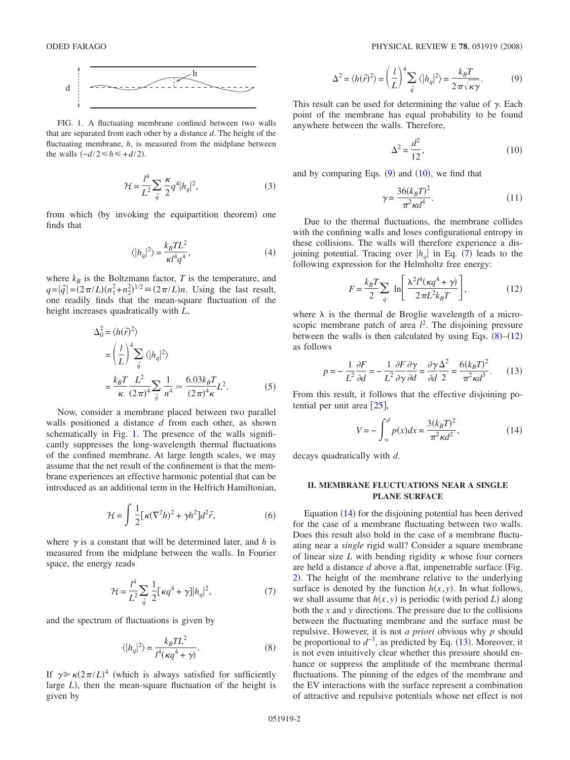FIG. 1. A fluctuating membrane confined between two walls that are separated from each other by a distance $d$. The height of the fluctuating membrane, $h$, is measured from the midplane between the walls $(-d/2 \leq h \leq +d/2)$.

$$\mathcal{H} = \frac{l^4}{L^2} \sum_{\vec{q}} \frac{\kappa}{2} q^4 |h_q|^2, \tag{3}$$

from which (by invoking the equipartition theorem) one finds that

$$\langle |h_q|^2 \rangle = \frac{k_B T L^2}{\kappa l^4 q^4}, \tag{4}$$

where $k_B$ is the Boltzmann factor, $T$ is the temperature, and $q = |\vec{q}| = (2\pi/L)(n_1^2 + n_2^2)^{1/2} \equiv (2\pi/L)n$. Using the last result, one readily finds that the mean-square fluctuation of the height increases quadratically with $L$,

$$\begin{aligned}
\Delta_0^2 &= \langle h(\vec{r})^2 \rangle \\
&= \left(\frac{l}{L}\right)^4 \sum_{\vec{q}} \langle |h_q|^2 \rangle \\
&= \frac{k_B T}{\kappa} \frac{L^2}{(2\pi)^4} \sum_{\vec{q}} \frac{1}{n^4} \simeq \frac{6.03 k_B T}{(2\pi)^4 \kappa} L^2.
\end{aligned} \tag{5}$$

Now, consider a membrane placed between two parallel walls positioned a distance $d$ from each other, as shown schematically in Fig. 1. The presence of the walls significantly suppresses the long-wavelength thermal fluctuations of the confined membrane. At large length scales, we may assume that the net result of the confinement is that the membrane experiences an effective harmonic potential that can be introduced as an additional term in the Helfrich Hamiltonian,

$$\mathcal{H} = \int \frac{1}{2} [\kappa (\nabla^2 h)^2 + \gamma h^2] d^2 \vec{r}, \tag{6}$$

where $\gamma$ is a constant that will be determined later, and $h$ is measured from the midplane between the walls. In Fourier space, the energy reads

$$\mathcal{H} = \frac{l^4}{L^2} \sum_{\vec{q}} \frac{1}{2} [\kappa q^4 + \gamma] |h_q|^2, \tag{7}$$

and the spectrum of fluctuations is given by

$$\langle |h_q|^2 \rangle = \frac{k_B T L^2}{l^4 (\kappa q^4 + \gamma)}. \tag{8}$$

If $\gamma \gg \kappa (2\pi/L)^4$ (which is always satisfied for sufficiently large $L$), then the mean-square fluctuation of the height is given by

$$\Delta^2 = \langle h(\vec{r})^2 \rangle = \left(\frac{l}{L}\right)^4 \sum_{\vec{q}} \langle |h_q|^2 \rangle = \frac{k_B T}{2\pi \sqrt{\kappa \gamma}}. \tag{9}$$

This result can be used for determining the value of $\gamma$. Each point of the membrane has equal probability to be found anywhere between the walls. Therefore,

$$\Delta^2 = \frac{d^2}{12}, \tag{10}$$

and by comparing Eqs. (9) and (10), we find that

$$\gamma = \frac{36 (k_B T)^2}{\pi^2 \kappa d^4}. \tag{11}$$

Due to the thermal fluctuations, the membrane collides with the confining walls and loses configurational entropy in these collisions. The walls will therefore experience a disjoining potential. Tracing over $|h_q|$ in Eq. (7) leads to the following expression for the Helmholtz free energy:

$$F = \frac{k_B T}{2} \sum_q \ln \left[ \frac{\lambda^2 l^4 (\kappa q^4 + \gamma)}{2\pi L^2 k_B T} \right], \tag{12}$$

where $\lambda$ is the thermal de Broglie wavelength of a microscopic membrane patch of area $l^2$. The disjoining pressure between the walls is then calculated by using Eqs. (8)–(12) as follows

$$p = -\frac{1}{L^2} \frac{\partial F}{\partial d} = -\frac{1}{L^2} \frac{\partial F}{\partial \gamma} \frac{\partial \gamma}{\partial d} = \frac{\partial \gamma}{\partial d} \frac{\Delta^2}{2} = \frac{6 (k_B T)^2}{\pi^2 \kappa d^3}. \tag{13}$$

From this result, it follows that the effective disjoining potential per unit area [25],

$$V = -\int_{\infty}^{d} p(x) dx = \frac{3 (k_B T)^2}{\pi^2 \kappa d^2}, \tag{14}$$

decays quadratically with $d$.

## II. MEMBRANE FLUCTUATIONS NEAR A SINGLE PLANE SURFACE

Equation (14) for the disjoining potential has been derived for the case of a membrane fluctuating between two walls. Does this result also hold in the case of a membrane fluctuating near a *single* rigid wall? Consider a square membrane of linear size $L$ with bending rigidity $\kappa$ whose four corners are held a distance $d$ above a flat, impenetrable surface (Fig. 2). The height of the membrane relative to the underlying surface is denoted by the function $h(x,y)$. In what follows, we shall assume that $h(x,y)$ is periodic (with period $L$) along both the $x$ and $y$ directions. The pressure due to the collisions between the fluctuating membrane and the surface must be repulsive. However, it is not *a priori* obvious why $p$ should be proportional to $d^{-3}$, as predicted by Eq. (13). Moreover, it is not even intuitively clear whether this pressure should enhance or suppress the amplitude of the membrane thermal fluctuations. The pinning of the edges of the membrane and the EV interactions with the surface represent a combination of attractive and repulsive potentials whose net effect is not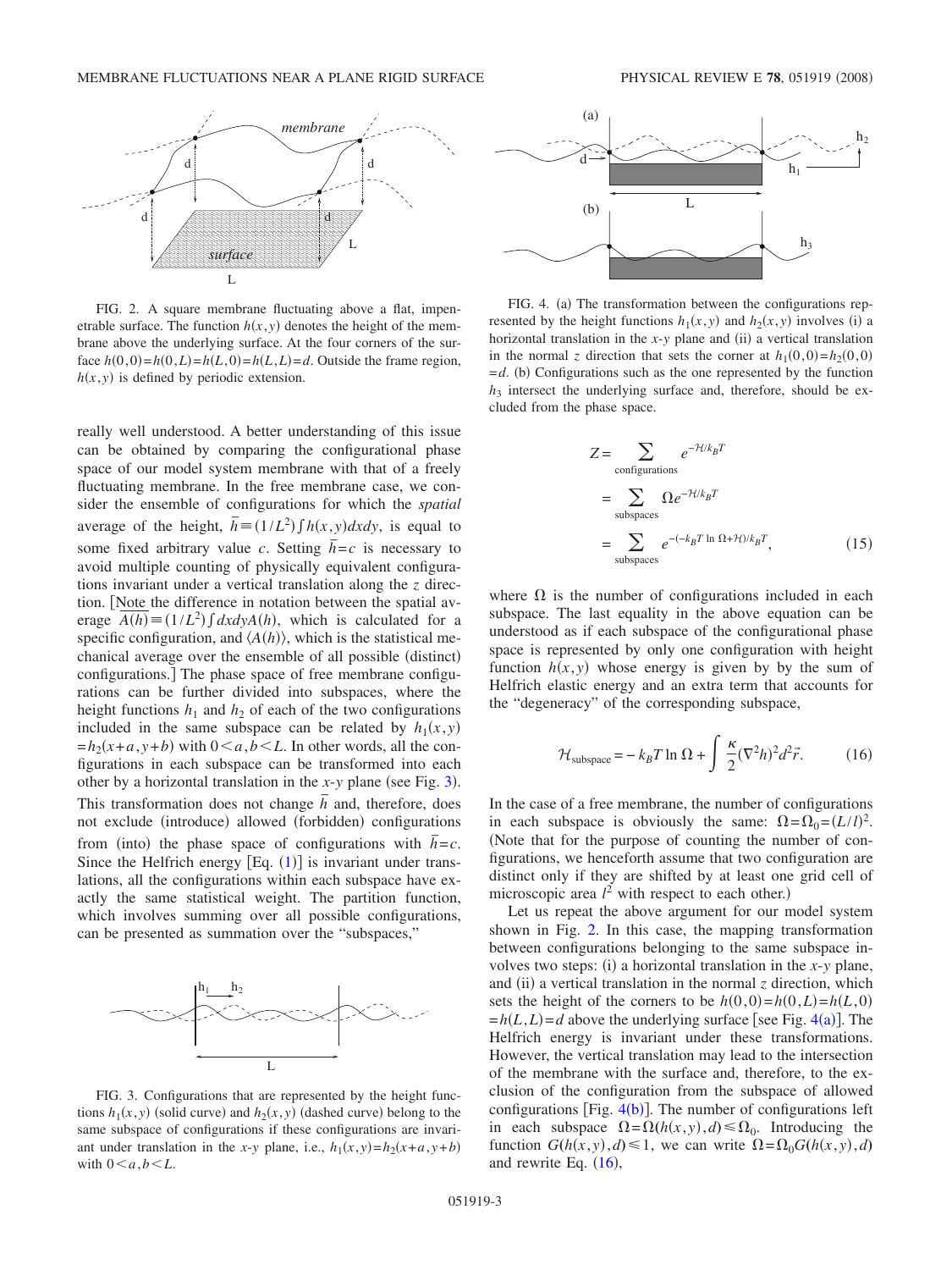FIG. 2. A square membrane fluctuating above a flat, impenetrable surface. The function $h(x,y)$ denotes the height of the membrane above the underlying surface. At the four corners of the surface $h(0,0)=h(0,L)=h(L,0)=h(L,L)=d$. Outside the frame region, $h(x,y)$ is defined by periodic extension.

really well understood. A better understanding of this issue can be obtained by comparing the configurational phase space of our model system membrane with that of a freely fluctuating membrane. In the free membrane case, we consider the ensemble of configurations for which the *spatial* average of the height, $\bar{h} \equiv (1/L^2)\int h(x,y)dxdy$, is equal to some fixed arbitrary value $c$. Setting $\bar{h}=c$ is necessary to avoid multiple counting of physically equivalent configurations invariant under a vertical translation along the $z$ direction. [Note the difference in notation between the spatial average $\overline{A(h)} \equiv (1/L^2)\int dxdy A(h)$, which is calculated for a specific configuration, and $\langle A(h)\rangle$, which is the statistical mechanical average over the ensemble of all possible (distinct) configurations.] The phase space of free membrane configurations can be further divided into subspaces, where the height functions $h_1$ and $h_2$ of each of the two configurations included in the same subspace can be related by $h_1(x,y) = h_2(x+a, y+b)$ with $0<a,b<L$. In other words, all the configurations in each subspace can be transformed into each other by a horizontal translation in the $x$-$y$ plane (see Fig. 3). This transformation does not change $\bar{h}$ and, therefore, does not exclude (introduce) allowed (forbidden) configurations from (into) the phase space of configurations with $\bar{h}=c$. Since the Helfrich energy [Eq. (1)] is invariant under translations, all the configurations within each subspace have exactly the same statistical weight. The partition function, which involves summing over all possible configurations, can be presented as summation over the "subspaces,"

FIG. 3. Configurations that are represented by the height functions $h_1(x,y)$ (solid curve) and $h_2(x,y)$ (dashed curve) belong to the same subspace of configurations if these configurations are invariant under translation in the $x$-$y$ plane, i.e., $h_1(x,y)=h_2(x+a,y+b)$ with $0<a,b<L$.

FIG. 4. (a) The transformation between the configurations represented by the height functions $h_1(x,y)$ and $h_2(x,y)$ involves (i) a horizontal translation in the $x$-$y$ plane and (ii) a vertical translation in the normal $z$ direction that sets the corner at $h_1(0,0)=h_2(0,0)=d$. (b) Configurations such as the one represented by the function $h_3$ intersect the underlying surface and, therefore, should be excluded from the phase space.

$$
\begin{aligned}
Z &= \sum_{\text{configurations}} e^{-\mathcal{H}/k_BT} \\
&= \sum_{\text{subspaces}} \Omega e^{-\mathcal{H}/k_BT} \\
&= \sum_{\text{subspaces}} e^{-(-k_BT\ln\Omega+\mathcal{H})/k_BT},
\end{aligned}
\tag{15}
$$

where $\Omega$ is the number of configurations included in each subspace. The last equality in the above equation can be understood as if each subspace of the configurational phase space is represented by only one configuration with height function $h(x,y)$ whose energy is given by by the sum of Helfrich elastic energy and an extra term that accounts for the "degeneracy" of the corresponding subspace,

$$
\mathcal{H}_{\text{subspace}} = -k_BT\ln\Omega + \int \frac{\kappa}{2}(\nabla^2 h)^2 d^2\vec{r}. \tag{16}
$$

In the case of a free membrane, the number of configurations in each subspace is obviously the same: $\Omega=\Omega_0=(L/l)^2$. (Note that for the purpose of counting the number of configurations, we henceforth assume that two configuration are distinct only if they are shifted by at least one grid cell of microscopic area $l^2$ with respect to each other.)

Let us repeat the above argument for our model system shown in Fig. 2. In this case, the mapping transformation between configurations belonging to the same subspace involves two steps: (i) a horizontal translation in the $x$-$y$ plane, and (ii) a vertical translation in the normal $z$ direction, which sets the height of the corners to be $h(0,0)=h(0,L)=h(L,0)=h(L,L)=d$ above the underlying surface [see Fig. 4(a)]. The Helfrich energy is invariant under these transformations. However, the vertical translation may lead to the intersection of the membrane with the surface and, therefore, to the exclusion of the configuration from the subspace of allowed configurations [Fig. 4(b)]. The number of configurations left in each subspace $\Omega=\Omega(h(x,y),d)\leq\Omega_0$. Introducing the function $G(h(x,y),d)\leq 1$, we can write $\Omega=\Omega_0 G(h(x,y),d)$ and rewrite Eq. (16),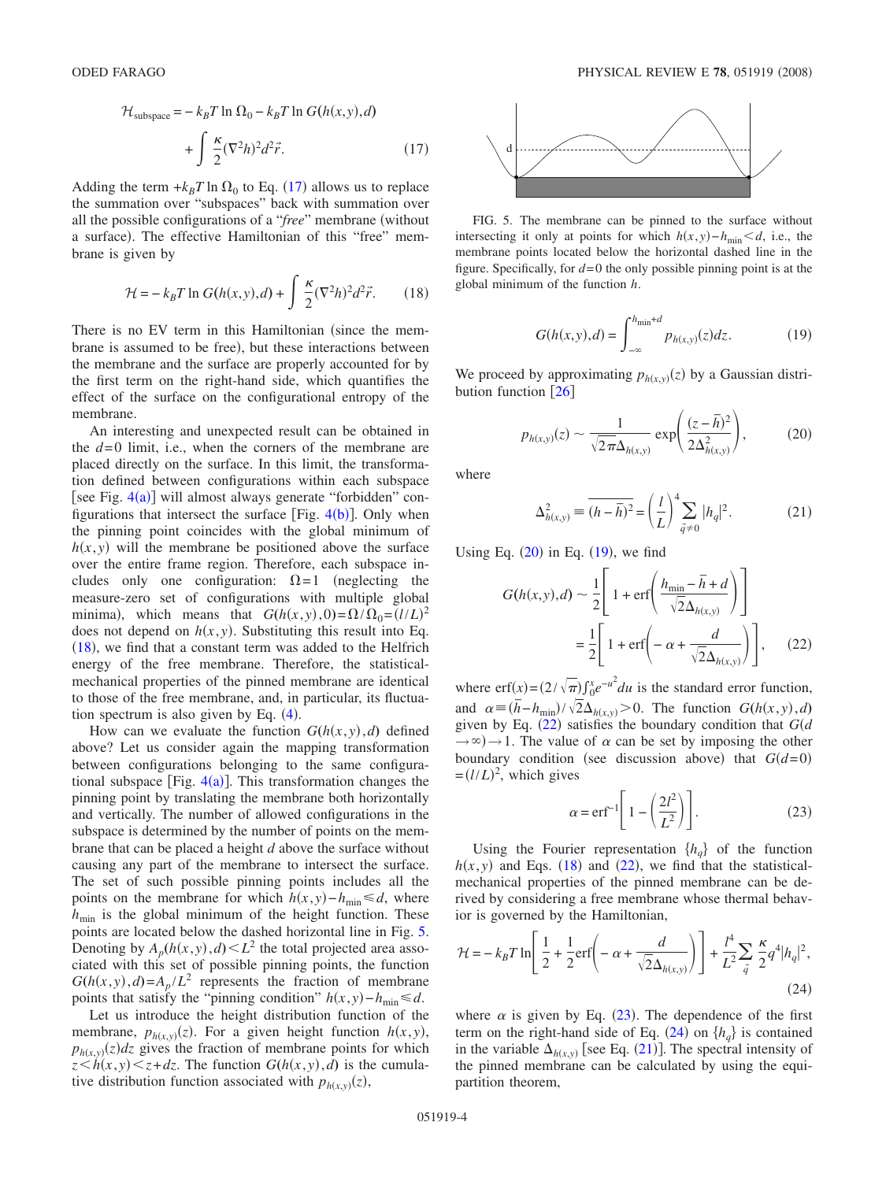$$\mathcal{H}_{\text{subspace}} = -k_BT \ln \Omega_0 - k_BT \ln G(h(x,y),d) + \int \frac{\kappa}{2}(\nabla^2 h)^2 d^2\vec{r}. \tag{17}$$

Adding the term $+k_BT \ln \Omega_0$ to Eq. (17) allows us to replace the summation over "subspaces" back with summation over all the possible configurations of a "*free*" membrane (without a surface). The effective Hamiltonian of this "free" membrane is given by

$$\mathcal{H} = -k_BT \ln G(h(x,y),d) + \int \frac{\kappa}{2}(\nabla^2 h)^2 d^2\vec{r}. \tag{18}$$

There is no EV term in this Hamiltonian (since the membrane is assumed to be free), but these interactions between the membrane and the surface are properly accounted for by the first term on the right-hand side, which quantifies the effect of the surface on the configurational entropy of the membrane.

An interesting and unexpected result can be obtained in the $d=0$ limit, i.e., when the corners of the membrane are placed directly on the surface. In this limit, the transformation defined between configurations within each subspace [see Fig. 4(a)] will almost always generate "forbidden" configurations that intersect the surface [Fig. 4(b)]. Only when the pinning point coincides with the global minimum of $h(x,y)$ will the membrane be positioned above the surface over the entire frame region. Therefore, each subspace includes only one configuration: $\Omega=1$ (neglecting the measure-zero set of configurations with multiple global minima), which means that $G(h(x,y),0)=\Omega/\Omega_0=(l/L)^2$ does not depend on $h(x,y)$. Substituting this result into Eq. (18), we find that a constant term was added to the Helfrich energy of the free membrane. Therefore, the statistical-mechanical properties of the pinned membrane are identical to those of the free membrane, and, in particular, its fluctuation spectrum is also given by Eq. (4).

How can we evaluate the function $G(h(x,y),d)$ defined above? Let us consider again the mapping transformation between configurations belonging to the same configurational subspace [Fig. 4(a)]. This transformation changes the pinning point by translating the membrane both horizontally and vertically. The number of allowed configurations in the subspace is determined by the number of points on the membrane that can be placed a height $d$ above the surface without causing any part of the membrane to intersect the surface. The set of such possible pinning points includes all the points on the membrane for which $h(x,y)-h_{\text{min}} \leq d$, where $h_{\text{min}}$ is the global minimum of the height function. These points are located below the dashed horizontal line in Fig. 5. Denoting by $A_p(h(x,y),d) < L^2$ the total projected area associated with this set of possible pinning points, the function $G(h(x,y),d)=A_p/L^2$ represents the fraction of membrane points that satisfy the "pinning condition" $h(x,y)-h_{\text{min}} \leq d$.

Let us introduce the height distribution function of the membrane, $p_{h(x,y)}(z)$. For a given height function $h(x,y)$, $p_{h(x,y)}(z)dz$ gives the fraction of membrane points for which $z < h(x,y) < z+dz$. The function $G(h(x,y),d)$ is the cumulative distribution function associated with $p_{h(x,y)}(z)$,

FIG. 5. The membrane can be pinned to the surface without intersecting it only at points for which $h(x,y)-h_{\text{min}} < d$, i.e., the membrane points located below the horizontal dashed line in the figure. Specifically, for $d=0$ the only possible pinning point is at the global minimum of the function $h$.

$$G(h(x,y),d) = \int_{-\infty}^{h_{\text{min}}+d} p_{h(x,y)}(z)dz. \tag{19}$$

We proceed by approximating $p_{h(x,y)}(z)$ by a Gaussian distribution function [26]

$$p_{h(x,y)}(z) \sim \frac{1}{\sqrt{2\pi}\Delta_{h(x,y)}} \exp\left(\frac{(z-\bar{h})^2}{2\Delta^2_{h(x,y)}}\right), \tag{20}$$

where

$$\Delta^2_{h(x,y)} \equiv \overline{(h-\bar{h})^2} = \left(\frac{l}{L}\right)^4 \sum_{\vec{q}\neq 0} |h_q|^2. \tag{21}$$

Using Eq. (20) in Eq. (19), we find

$$\begin{aligned} G(h(x,y),d) &\sim \frac{1}{2}\left[1 + \text{erf}\left(\frac{h_{\text{min}}-\bar{h}+d}{\sqrt{2}\Delta_{h(x,y)}}\right)\right] \\ &= \frac{1}{2}\left[1 + \text{erf}\left(-\alpha + \frac{d}{\sqrt{2}\Delta_{h(x,y)}}\right)\right], \end{aligned} \tag{22}$$

where $\text{erf}(x)=(2/\sqrt{\pi})\int_0^x e^{-u^2}du$ is the standard error function, and $\alpha \equiv (\bar{h}-h_{\text{min}})/\sqrt{2}\Delta_{h(x,y)} > 0$. The function $G(h(x,y),d)$ given by Eq. (22) satisfies the boundary condition that $G(d \to \infty) \to 1$. The value of $\alpha$ can be set by imposing the other boundary condition (see discussion above) that $G(d=0) = (l/L)^2$, which gives

$$\alpha = \text{erf}^{-1}\left[1 - \left(\frac{2l^2}{L^2}\right)\right]. \tag{23}$$

Using the Fourier representation $\{h_q\}$ of the function $h(x,y)$ and Eqs. (18) and (22), we find that the statistical-mechanical properties of the pinned membrane can be derived by considering a free membrane whose thermal behavior is governed by the Hamiltonian,

$$\mathcal{H} = -k_BT \ln\left[\frac{1}{2} + \frac{1}{2}\text{erf}\left(-\alpha + \frac{d}{\sqrt{2}\Delta_{h(x,y)}}\right)\right] + \frac{l^4}{L^2}\sum_{\vec{q}} \frac{\kappa}{2} q^4 |h_q|^2, \tag{24}$$

where $\alpha$ is given by Eq. (23). The dependence of the first term on the right-hand side of Eq. (24) on $\{h_q\}$ is contained in the variable $\Delta_{h(x,y)}$ [see Eq. (21)]. The spectral intensity of the pinned membrane can be calculated by using the equipartition theorem,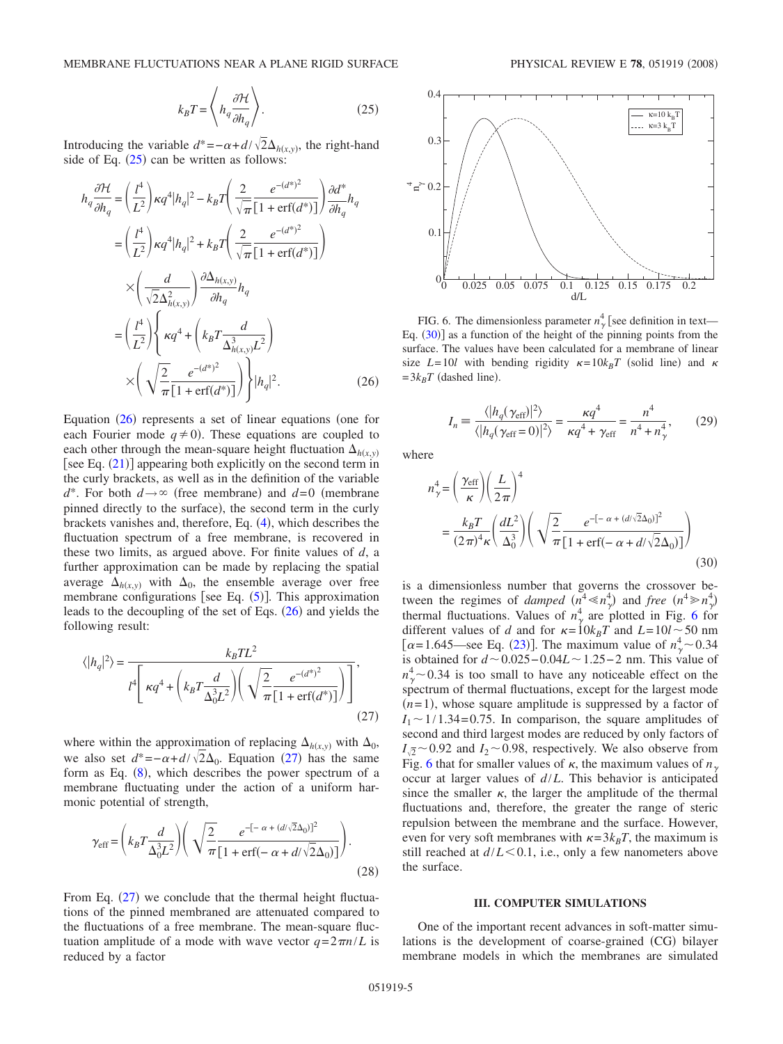$$k_BT = \left\langle h_q \frac{\partial \mathcal{H}}{\partial h_q} \right\rangle. \tag{25}$$

Introducing the variable $d^* = -\alpha + d/\sqrt{2}\Delta_{h(x,y)}$, the right-hand side of Eq. (25) can be written as follows:

$$\begin{aligned}
h_q \frac{\partial \mathcal{H}}{\partial h_q} &= \left(\frac{l^4}{L^2}\right)\kappa q^4 |h_q|^2 - k_BT\left(\frac{2}{\sqrt{\pi}}\frac{e^{-(d^*)^2}}{[1+\mathrm{erf}(d^*)]}\right)\frac{\partial d^*}{\partial h_q} h_q \\
&= \left(\frac{l^4}{L^2}\right)\kappa q^4 |h_q|^2 + k_BT\left(\frac{2}{\sqrt{\pi}}\frac{e^{-(d^*)^2}}{[1+\mathrm{erf}(d^*)]}\right) \\
&\quad \times \left(\frac{d}{\sqrt{2}\Delta^2_{h(x,y)}}\right)\frac{\partial \Delta_{h(x,y)}}{\partial h_q} h_q \\
&= \left(\frac{l^4}{L^2}\right)\left\{\kappa q^4 + \left(k_BT\frac{d}{\Delta^3_{h(x,y)}L^2}\right)\right. \\
&\quad \left.\times \left(\sqrt{\frac{2}{\pi}}\frac{e^{-(d^*)^2}}{[1+\mathrm{erf}(d^*)]}\right)\right\}|h_q|^2.
\end{aligned} \tag{26}$$

Equation (26) represents a set of linear equations (one for each Fourier mode $q \neq 0$). These equations are coupled to each other through the mean-square height fluctuation $\Delta_{h(x,y)}$ [see Eq. (21)] appearing both explicitly on the second term in the curly brackets, as well as in the definition of the variable $d^*$. For both $d \to \infty$ (free membrane) and $d=0$ (membrane pinned directly to the surface), the second term in the curly brackets vanishes and, therefore, Eq. (4), which describes the fluctuation spectrum of a free membrane, is recovered in these two limits, as argued above. For finite values of $d$, a further approximation can be made by replacing the spatial average $\Delta_{h(x,y)}$ with $\Delta_0$, the ensemble average over free membrane configurations [see Eq. (5)]. This approximation leads to the decoupling of the set of Eqs. (26) and yields the following result:

$$\langle |h_q|^2 \rangle = \frac{k_BTL^2}{l^4\left[\kappa q^4 + \left(k_BT\frac{d}{\Delta_0^3 L^2}\right)\left(\sqrt{\frac{2}{\pi}}\frac{e^{-(d^*)^2}}{[1+\mathrm{erf}(d^*)]}\right)\right]}, \tag{27}$$

where within the approximation of replacing $\Delta_{h(x,y)}$ with $\Delta_0$, we also set $d^* = -\alpha + d/\sqrt{2}\Delta_0$. Equation (27) has the same form as Eq. (8), which describes the power spectrum of a membrane fluctuating under the action of a uniform harmonic potential of strength,

$$\gamma_{\mathrm{eff}} = \left(k_BT\frac{d}{\Delta_0^3 L^2}\right)\left(\sqrt{\frac{2}{\pi}}\frac{e^{-[-\alpha + (d/\sqrt{2}\Delta_0)]^2}}{[1+\mathrm{erf}(-\alpha + d/\sqrt{2}\Delta_0)]}\right). \tag{28}$$

From Eq. (27) we conclude that the thermal height fluctuations of the pinned membraned are attenuated compared to the fluctuations of a free membrane. The mean-square fluctuation amplitude of a mode with wave vector $q = 2\pi n/L$ is reduced by a factor

FIG. 6. The dimensionless parameter $n_\gamma^4$ [see definition in text—Eq. (30)] as a function of the height of the pinning points from the surface. The values have been calculated for a membrane of linear size $L=10l$ with bending rigidity $\kappa = 10k_BT$ (solid line) and $\kappa = 3k_BT$ (dashed line).

$$I_n \equiv \frac{\langle |h_q(\gamma_{\mathrm{eff}})|^2\rangle}{\langle |h_q(\gamma_{\mathrm{eff}}=0)|^2\rangle} = \frac{\kappa q^4}{\kappa q^4 + \gamma_{\mathrm{eff}}} = \frac{n^4}{n^4 + n_\gamma^4}, \tag{29}$$

where

$$\begin{aligned}
n_\gamma^4 &= \left(\frac{\gamma_{\mathrm{eff}}}{\kappa}\right)\left(\frac{L}{2\pi}\right)^4 \\
&= \frac{k_BT}{(2\pi)^4\kappa}\left(\frac{dL^2}{\Delta_0^3}\right)\left(\sqrt{\frac{2}{\pi}}\frac{e^{-[-\alpha + (d/\sqrt{2}\Delta_0)]^2}}{[1+\mathrm{erf}(-\alpha + d/\sqrt{2}\Delta_0)]}\right)
\end{aligned} \tag{30}$$

is a dimensionless number that governs the crossover between the regimes of *damped* ($n^4 \ll n_\gamma^4$) and *free* ($n^4 \gg n_\gamma^4$) thermal fluctuations. Values of $n_\gamma^4$ are plotted in Fig. 6 for different values of $d$ and for $\kappa = 10k_BT$ and $L = 10l \sim 50$ nm [$\alpha = 1.645$—see Eq. (23)]. The maximum value of $n_\gamma^4 \sim 0.34$ is obtained for $d \sim 0.025 - 0.04L \sim 1.25 - 2$ nm. This value of $n_\gamma^4 \sim 0.34$ is too small to have any noticeable effect on the spectrum of thermal fluctuations, except for the largest mode ($n=1$), whose square amplitude is suppressed by a factor of $I_1 \sim 1/1.34 = 0.75$. In comparison, the square amplitudes of second and third largest modes are reduced by only factors of $I_{\sqrt{2}} \sim 0.92$ and $I_2 \sim 0.98$, respectively. We also observe from Fig. 6 that for smaller values of $\kappa$, the maximum values of $n_\gamma$ occur at larger values of $d/L$. This behavior is anticipated since the smaller $\kappa$, the larger the amplitude of the thermal fluctuations and, therefore, the greater the range of steric repulsion between the membrane and the surface. However, even for very soft membranes with $\kappa = 3k_BT$, the maximum is still reached at $d/L < 0.1$, i.e., only a few nanometers above the surface.

## III. COMPUTER SIMULATIONS

One of the important recent advances in soft-matter simulations is the development of coarse-grained (CG) bilayer membrane models in which the membranes are simulated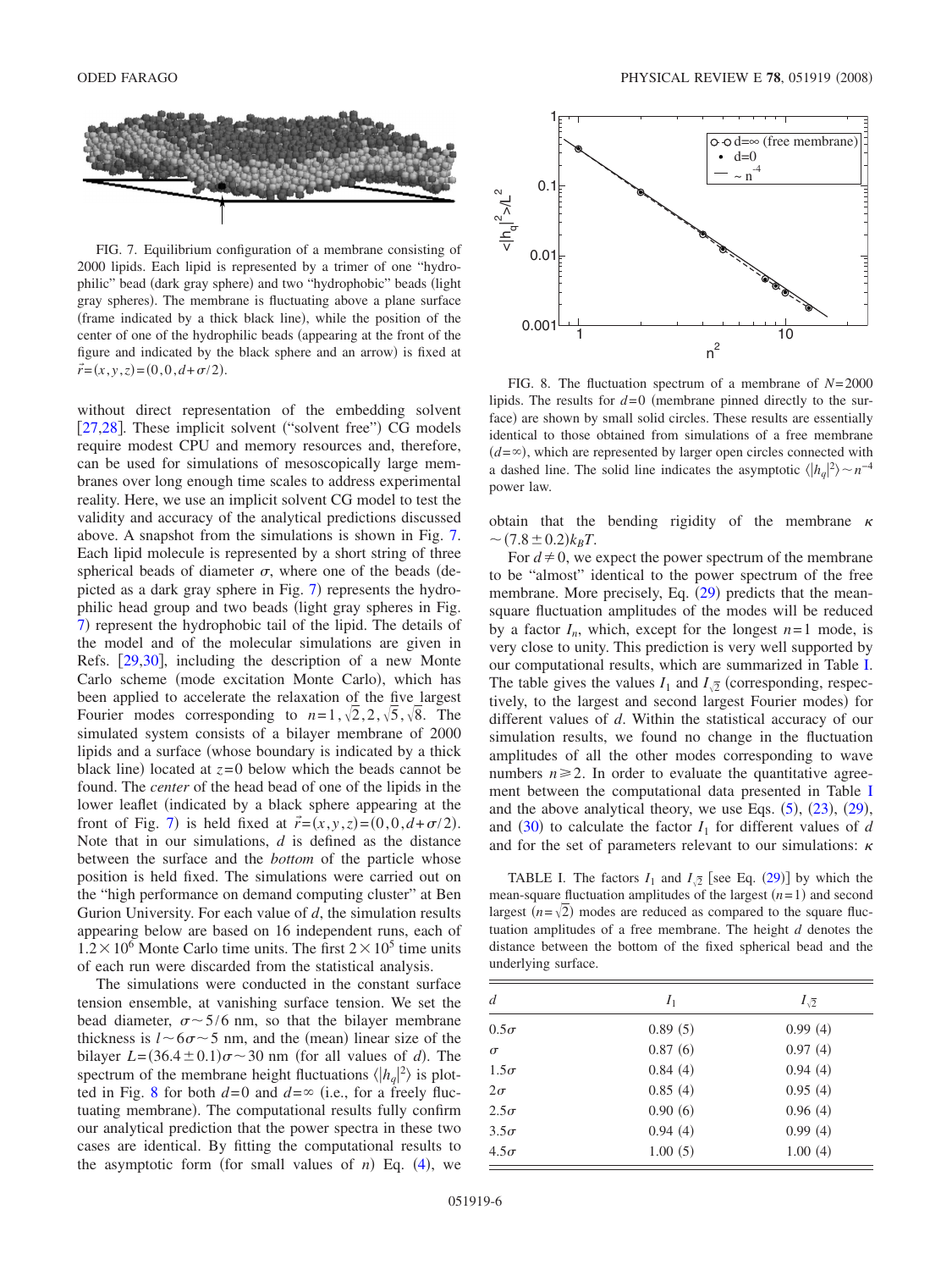FIG. 7. Equilibrium configuration of a membrane consisting of 2000 lipids. Each lipid is represented by a trimer of one "hydrophilic" bead (dark gray sphere) and two "hydrophobic" beads (light gray spheres). The membrane is fluctuating above a plane surface (frame indicated by a thick black line), while the position of the center of one of the hydrophilic beads (appearing at the front of the figure and indicated by the black sphere and an arrow) is fixed at $\vec{r}=(x,y,z)=(0,0,d+\sigma/2)$.

without direct representation of the embedding solvent [27,28]. These implicit solvent ("solvent free") CG models require modest CPU and memory resources and, therefore, can be used for simulations of mesoscopically large membranes over long enough time scales to address experimental reality. Here, we use an implicit solvent CG model to test the validity and accuracy of the analytical predictions discussed above. A snapshot from the simulations is shown in Fig. 7. Each lipid molecule is represented by a short string of three spherical beads of diameter $\sigma$, where one of the beads (depicted as a dark gray sphere in Fig. 7) represents the hydrophilic head group and two beads (light gray spheres in Fig. 7) represent the hydrophobic tail of the lipid. The details of the model and of the molecular simulations are given in Refs. [29,30], including the description of a new Monte Carlo scheme (mode excitation Monte Carlo), which has been applied to accelerate the relaxation of the five largest Fourier modes corresponding to $n=1,\sqrt{2},2,\sqrt{5},\sqrt{8}$. The simulated system consists of a bilayer membrane of 2000 lipids and a surface (whose boundary is indicated by a thick black line) located at $z=0$ below which the beads cannot be found. The *center* of the head bead of one of the lipids in the lower leaflet (indicated by a black sphere appearing at the front of Fig. 7) is held fixed at $\vec{r}=(x,y,z)=(0,0,d+\sigma/2)$. Note that in our simulations, $d$ is defined as the distance between the surface and the *bottom* of the particle whose position is held fixed. The simulations were carried out on the "high performance on demand computing cluster" at Ben Gurion University. For each value of $d$, the simulation results appearing below are based on 16 independent runs, each of $1.2\times10^{6}$ Monte Carlo time units. The first $2\times10^{5}$ time units of each run were discarded from the statistical analysis.

The simulations were conducted in the constant surface tension ensemble, at vanishing surface tension. We set the bead diameter, $\sigma\sim5/6$ nm, so that the bilayer membrane thickness is $l\sim6\sigma\sim5$ nm, and the (mean) linear size of the bilayer $L=(36.4\pm0.1)\sigma\sim30$ nm (for all values of $d$). The spectrum of the membrane height fluctuations $\langle|h_q|^2\rangle$ is plotted in Fig. 8 for both $d=0$ and $d=\infty$ (i.e., for a freely fluctuating membrane). The computational results fully confirm our analytical prediction that the power spectra in these two cases are identical. By fitting the computational results to the asymptotic form (for small values of $n$) Eq. (4), we obtain that the bending rigidity of the membrane $\kappa\sim(7.8\pm0.2)k_BT$.

FIG. 8. The fluctuation spectrum of a membrane of $N=2000$ lipids. The results for $d=0$ (membrane pinned directly to the surface) are shown by small solid circles. These results are essentially identical to those obtained from simulations of a free membrane ($d=\infty$), which are represented by larger open circles connected with a dashed line. The solid line indicates the asymptotic $\langle|h_q|^2\rangle\sim n^{-4}$ power law.

For $d\neq0$, we expect the power spectrum of the membrane to be "almost" identical to the power spectrum of the free membrane. More precisely, Eq. (29) predicts that the mean-square fluctuation amplitudes of the modes will be reduced by a factor $I_n$, which, except for the longest $n=1$ mode, is very close to unity. This prediction is very well supported by our computational results, which are summarized in Table I. The table gives the values $I_1$ and $I_{\sqrt{2}}$ (corresponding, respectively, to the largest and second largest Fourier modes) for different values of $d$. Within the statistical accuracy of our simulation results, we found no change in the fluctuation amplitudes of all the other modes corresponding to wave numbers $n\geq2$. In order to evaluate the quantitative agreement between the computational data presented in Table I and the above analytical theory, we use Eqs. (5), (23), (29), and (30) to calculate the factor $I_1$ for different values of $d$ and for the set of parameters relevant to our simulations: $\kappa$

TABLE I. The factors $I_1$ and $I_{\sqrt{2}}$ [see Eq. (29)] by which the mean-square fluctuation amplitudes of the largest ($n=1$) and second largest ($n=\sqrt{2}$) modes are reduced as compared to the square fluctuation amplitudes of a free membrane. The height $d$ denotes the distance between the bottom of the fixed spherical bead and the underlying surface.

| $d$ | $I_1$ | $I_{\sqrt{2}}$ |
|---|---|---|
| $0.5\sigma$ | 0.89 (5) | 0.99 (4) |
| $\sigma$ | 0.87 (6) | 0.97 (4) |
| $1.5\sigma$ | 0.84 (4) | 0.94 (4) |
| $2\sigma$ | 0.85 (4) | 0.95 (4) |
| $2.5\sigma$ | 0.90 (6) | 0.96 (4) |
| $3.5\sigma$ | 0.94 (4) | 0.99 (4) |
| $4.5\sigma$ | 1.00 (5) | 1.00 (4) |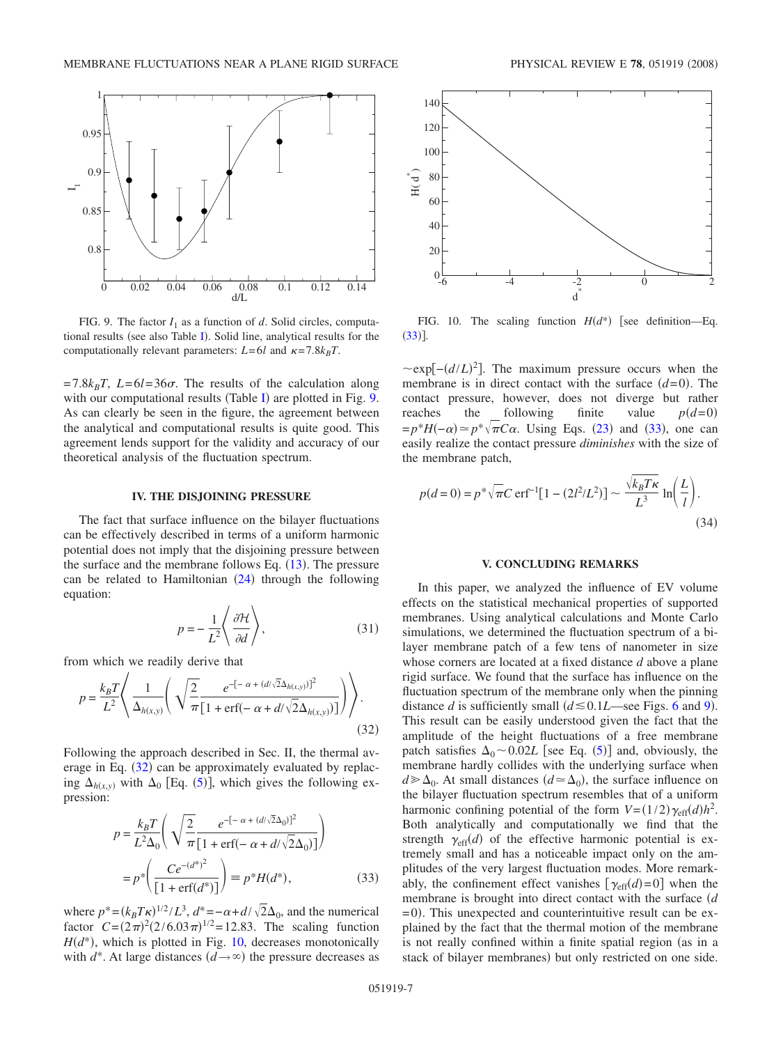FIG. 9. The factor $I_1$ as a function of $d$. Solid circles, computational results (see also Table I). Solid line, analytical results for the computationally relevant parameters: $L=6l$ and $\kappa=7.8k_BT$.

FIG. 10. The scaling function $H(d^*)$ [see definition—Eq. (33)].

$=7.8k_BT$, $L=6l=36\sigma$. The results of the calculation along with our computational results (Table I) are plotted in Fig. 9. As can clearly be seen in the figure, the agreement between the analytical and computational results is quite good. This agreement lends support for the validity and accuracy of our theoretical analysis of the fluctuation spectrum.

## IV. THE DISJOINING PRESSURE

The fact that surface influence on the bilayer fluctuations can be effectively described in terms of a uniform harmonic potential does not imply that the disjoining pressure between the surface and the membrane follows Eq. (13). The pressure can be related to Hamiltonian (24) through the following equation:

$$p=-\frac{1}{L^2}\left\langle\frac{\partial\mathcal{H}}{\partial d}\right\rangle, \tag{31}$$

from which we readily derive that

$$p=\frac{k_BT}{L^2}\left\langle\frac{1}{\Delta_{h(x,y)}}\left(\sqrt{\frac{2}{\pi}}\frac{e^{-[-\alpha+(d/\sqrt{2}\Delta_{h(x,y)})]^2}}{[1+\mathrm{erf}(-\alpha+d/\sqrt{2}\Delta_{h(x,y)})]}\right)\right\rangle. \tag{32}$$

Following the approach described in Sec. II, the thermal average in Eq. (32) can be approximately evaluated by replacing $\Delta_{h(x,y)}$ with $\Delta_0$ [Eq. (5)], which gives the following expression:

$$p=\frac{k_BT}{L^2\Delta_0}\left(\sqrt{\frac{2}{\pi}}\frac{e^{-[-\alpha+(d/\sqrt{2}\Delta_0)]^2}}{[1+\mathrm{erf}(-\alpha+d/\sqrt{2}\Delta_0)]}\right)$$
$$=p^*\left(\frac{Ce^{-(d^*)^2}}{[1+\mathrm{erf}(d^*)]}\right)\equiv p^*H(d^*), \tag{33}$$

where $p^*=(k_BT\kappa)^{1/2}/L^3$, $d^*=-\alpha+d/\sqrt{2}\Delta_0$, and the numerical factor $C=(2\pi)^2(2/6.03\pi)^{1/2}=12.83$. The scaling function $H(d^*)$, which is plotted in Fig. 10, decreases monotonically with $d^*$. At large distances ($d\to\infty$) the pressure decreases as $\sim\exp[-(d/L)^2]$. The maximum pressure occurs when the membrane is in direct contact with the surface ($d=0$). The contact pressure, however, does not diverge but rather reaches the following finite value $p(d=0)=p^*H(-\alpha)\simeq p^*\sqrt{\pi}C\alpha$. Using Eqs. (23) and (33), one can easily realize the contact pressure *diminishes* with the size of the membrane patch,

$$p(d=0)=p^*\sqrt{\pi}C\,\mathrm{erf}^{-1}[1-(2l^2/L^2)]\sim\frac{\sqrt{k_BT\kappa}}{L^3}\ln\left(\frac{L}{l}\right). \tag{34}$$

## V. CONCLUDING REMARKS

In this paper, we analyzed the influence of EV volume effects on the statistical mechanical properties of supported membranes. Using analytical calculations and Monte Carlo simulations, we determined the fluctuation spectrum of a bilayer membrane patch of a few tens of nanometer in size whose corners are located at a fixed distance $d$ above a plane rigid surface. We found that the surface has influence on the fluctuation spectrum of the membrane only when the pinning distance $d$ is sufficiently small ($d\lesssim 0.1L$—see Figs. 6 and 9). This result can be easily understood given the fact that the amplitude of the height fluctuations of a free membrane patch satisfies $\Delta_0\sim 0.02L$ [see Eq. (5)] and, obviously, the membrane hardly collides with the underlying surface when $d\gg\Delta_0$. At small distances ($d\simeq\Delta_0$), the surface influence on the bilayer fluctuation spectrum resembles that of a uniform harmonic confining potential of the form $V=(1/2)\gamma_{\mathrm{eff}}(d)h^2$. Both analytically and computationally we find that the strength $\gamma_{\mathrm{eff}}(d)$ of the effective harmonic potential is extremely small and has a noticeable impact only on the amplitudes of the very largest fluctuation modes. More remarkably, the confinement effect vanishes [$\gamma_{\mathrm{eff}}(d)=0$] when the membrane is brought into direct contact with the surface ($d=0$). This unexpected and counterintuitive result can be explained by the fact that the thermal motion of the membrane is not really confined within a finite spatial region (as in a stack of bilayer membranes) but only restricted on one side.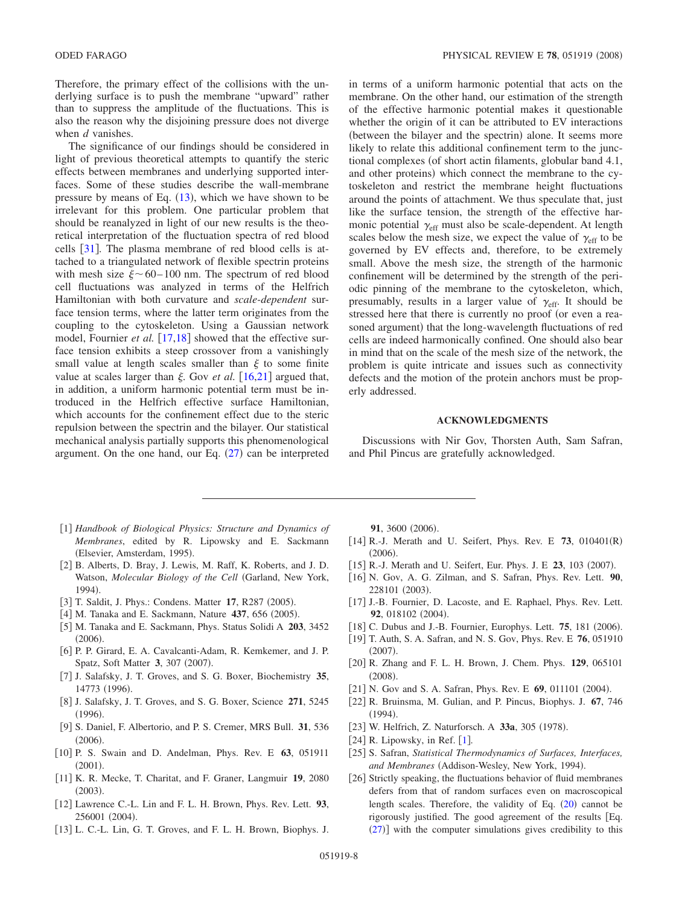Therefore, the primary effect of the collisions with the underlying surface is to push the membrane "upward" rather than to suppress the amplitude of the fluctuations. This is also the reason why the disjoining pressure does not diverge when $d$ vanishes.

The significance of our findings should be considered in light of previous theoretical attempts to quantify the steric effects between membranes and underlying supported interfaces. Some of these studies describe the wall-membrane pressure by means of Eq. (13), which we have shown to be irrelevant for this problem. One particular problem that should be reanalyzed in light of our new results is the theoretical interpretation of the fluctuation spectra of red blood cells [31]. The plasma membrane of red blood cells is attached to a triangulated network of flexible spectrin proteins with mesh size $\xi \sim 60-100$ nm. The spectrum of red blood cell fluctuations was analyzed in terms of the Helfrich Hamiltonian with both curvature and *scale-dependent* surface tension terms, where the latter term originates from the coupling to the cytoskeleton. Using a Gaussian network model, Fournier *et al.* [17,18] showed that the effective surface tension exhibits a steep crossover from a vanishingly small value at length scales smaller than $\xi$ to some finite value at scales larger than $\xi$. Gov *et al.* [16,21] argued that, in addition, a uniform harmonic potential term must be introduced in the Helfrich effective surface Hamiltonian, which accounts for the confinement effect due to the steric repulsion between the spectrin and the bilayer. Our statistical mechanical analysis partially supports this phenomenological argument. On the one hand, our Eq. (27) can be interpreted in terms of a uniform harmonic potential that acts on the membrane. On the other hand, our estimation of the strength of the effective harmonic potential makes it questionable whether the origin of it can be attributed to EV interactions (between the bilayer and the spectrin) alone. It seems more likely to relate this additional confinement term to the junctional complexes (of short actin filaments, globular band 4.1, and other proteins) which connect the membrane to the cytoskeleton and restrict the membrane height fluctuations around the points of attachment. We thus speculate that, just like the surface tension, the strength of the effective harmonic potential $\gamma_{\text{eff}}$ must also be scale-dependent. At length scales below the mesh size, we expect the value of $\gamma_{\text{eff}}$ to be governed by EV effects and, therefore, to be extremely small. Above the mesh size, the strength of the harmonic confinement will be determined by the strength of the periodic pinning of the membrane to the cytoskeleton, which, presumably, results in a larger value of $\gamma_{\text{eff}}$. It should be stressed here that there is currently no proof (or even a reasoned argument) that the long-wavelength fluctuations of red cells are indeed harmonically confined. One should also bear in mind that on the scale of the mesh size of the network, the problem is quite intricate and issues such as connectivity defects and the motion of the protein anchors must be properly addressed.

## ACKNOWLEDGMENTS

Discussions with Nir Gov, Thorsten Auth, Sam Safran, and Phil Pincus are gratefully acknowledged.

---

[1] *Handbook of Biological Physics: Structure and Dynamics of Membranes*, edited by R. Lipowsky and E. Sackmann (Elsevier, Amsterdam, 1995).

[2] B. Alberts, D. Bray, J. Lewis, M. Raff, K. Roberts, and J. D. Watson, *Molecular Biology of the Cell* (Garland, New York, 1994).

[3] T. Saldit, J. Phys.: Condens. Matter **17**, R287 (2005).

[4] M. Tanaka and E. Sackmann, Nature **437**, 656 (2005).

[5] M. Tanaka and E. Sackmann, Phys. Status Solidi A **203**, 3452 (2006).

[6] P. P. Girard, E. A. Cavalcanti-Adam, R. Kemkemer, and J. P. Spatz, Soft Matter **3**, 307 (2007).

[7] J. Salafsky, J. T. Groves, and S. G. Boxer, Biochemistry **35**, 14773 (1996).

[8] J. Salafsky, J. T. Groves, and S. G. Boxer, Science **271**, 5245 (1996).

[9] S. Daniel, F. Albertorio, and P. S. Cremer, MRS Bull. **31**, 536 (2006).

[10] P. S. Swain and D. Andelman, Phys. Rev. E **63**, 051911 (2001).

[11] K. R. Mecke, T. Charitat, and F. Graner, Langmuir **19**, 2080 (2003).

[12] Lawrence C.-L. Lin and F. L. H. Brown, Phys. Rev. Lett. **93**, 256001 (2004).

[13] L. C.-L. Lin, G. T. Groves, and F. L. H. Brown, Biophys. J. **91**, 3600 (2006).

[14] R.-J. Merath and U. Seifert, Phys. Rev. E **73**, 010401(R) (2006).

[15] R.-J. Merath and U. Seifert, Eur. Phys. J. E **23**, 103 (2007).

[16] N. Gov, A. G. Zilman, and S. Safran, Phys. Rev. Lett. **90**, 228101 (2003).

[17] J.-B. Fournier, D. Lacoste, and E. Raphael, Phys. Rev. Lett. **92**, 018102 (2004).

[18] C. Dubus and J.-B. Fournier, Europhys. Lett. **75**, 181 (2006).

[19] T. Auth, S. A. Safran, and N. S. Gov, Phys. Rev. E **76**, 051910 (2007).

[20] R. Zhang and F. L. H. Brown, J. Chem. Phys. **129**, 065101 (2008).

[21] N. Gov and S. A. Safran, Phys. Rev. E **69**, 011101 (2004).

[22] R. Bruinsma, M. Gulian, and P. Pincus, Biophys. J. **67**, 746 (1994).

[23] W. Helfrich, Z. Naturforsch. A **33a**, 305 (1978).

[24] R. Lipowsky, in Ref. [1].

[25] S. Safran, *Statistical Thermodynamics of Surfaces, Interfaces, and Membranes* (Addison-Wesley, New York, 1994).

[26] Strictly speaking, the fluctuations behavior of fluid membranes defers from that of random surfaces even on macroscopical length scales. Therefore, the validity of Eq. (20) cannot be rigorously justified. The good agreement of the results [Eq. (27)] with the computer simulations gives credibility to this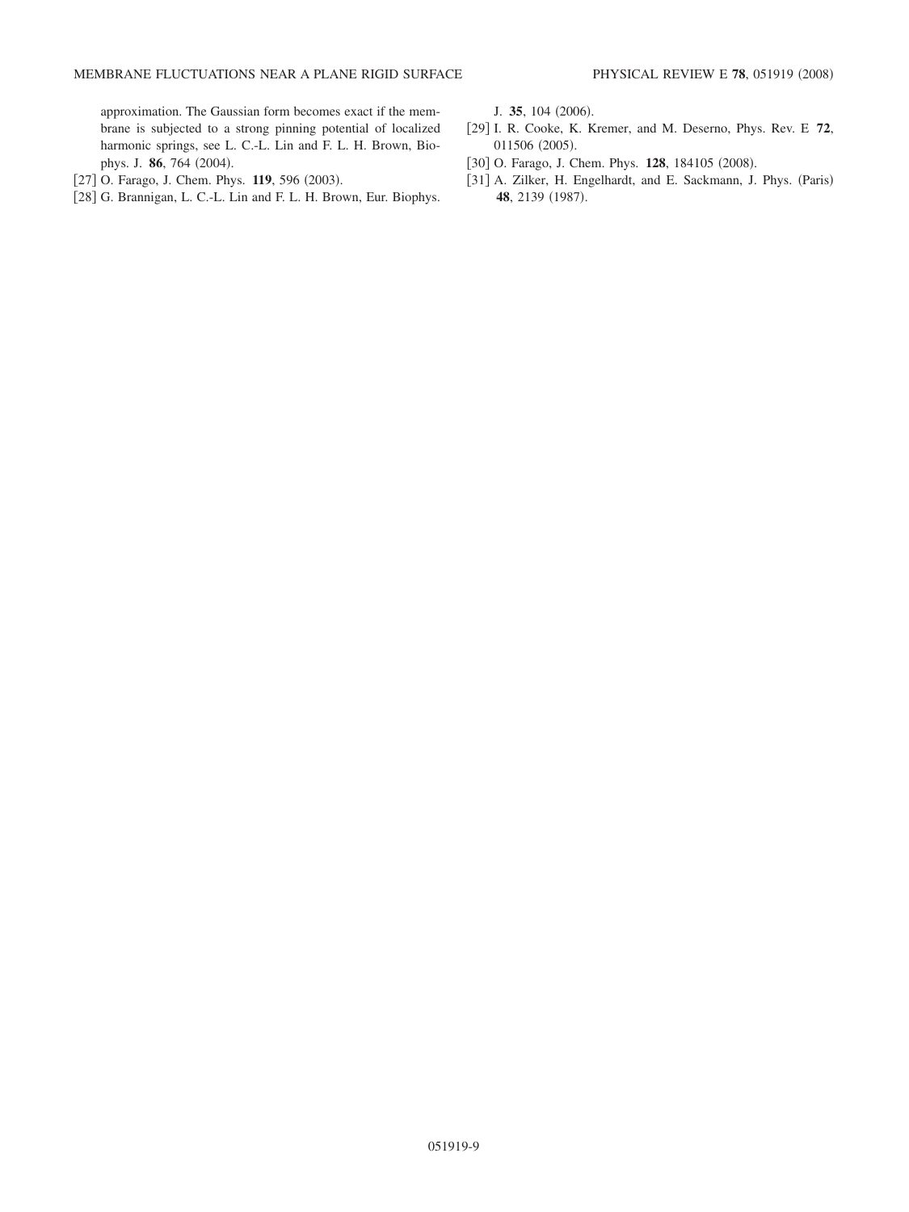approximation. The Gaussian form becomes exact if the membrane is subjected to a strong pinning potential of localized harmonic springs, see L. C.-L. Lin and F. L. H. Brown, Biophys. J. **86**, 764 (2004).

[27] O. Farago, J. Chem. Phys. **119**, 596 (2003).

[28] G. Brannigan, L. C.-L. Lin and F. L. H. Brown, Eur. Biophys. J. **35**, 104 (2006).

[29] I. R. Cooke, K. Kremer, and M. Deserno, Phys. Rev. E **72**, 011506 (2005).

[30] O. Farago, J. Chem. Phys. **128**, 184105 (2008).

[31] A. Zilker, H. Engelhardt, and E. Sackmann, J. Phys. (Paris) **48**, 2139 (1987).